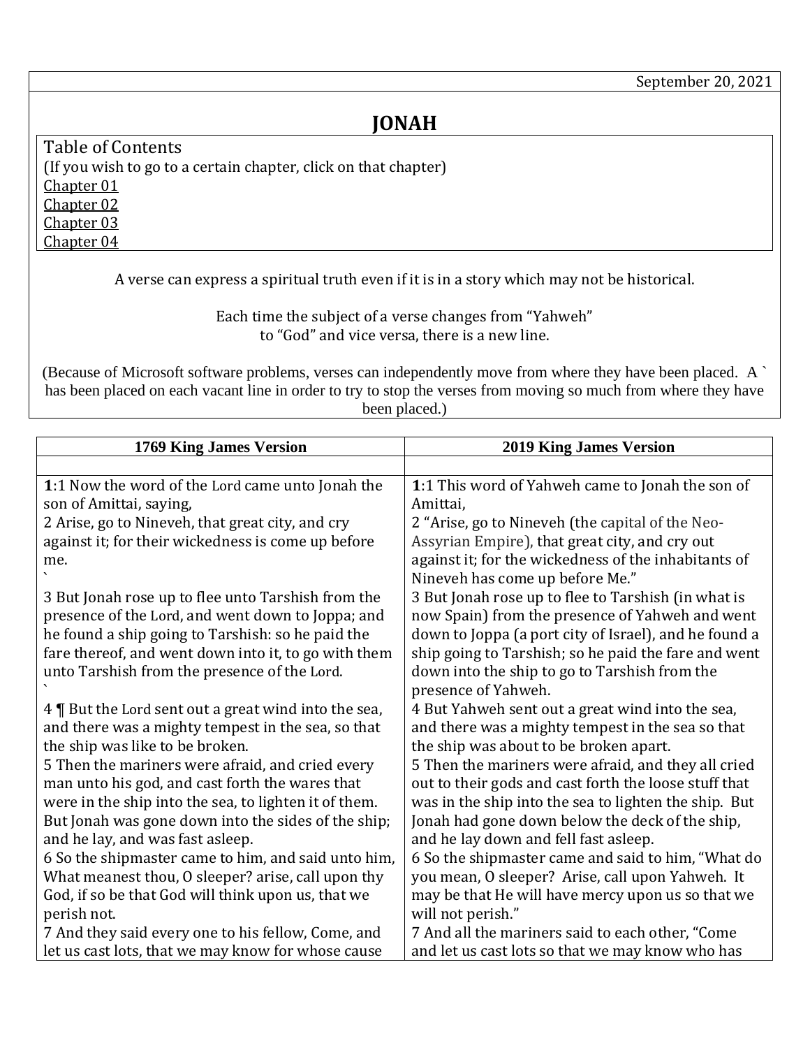September 20, 2021

# JONAH

Table of Contents
(If you wish to go to a certain chapter, click on that chapter)
Chapter 01
Chapter 02
Chapter 03
Chapter 04

A verse can express a spiritual truth even if it is in a story which may not be historical.

Each time the subject of a verse changes from "Yahweh" to "God" and vice versa, there is a new line.

(Because of Microsoft software problems, verses can independently move from where they have been placed. A ` has been placed on each vacant line in order to try to stop the verses from moving so much from where they have been placed.)

| 1769 King James Version | 2019 King James Version |
|---|---|
| | |
| **1**:1 Now the word of the Lord came unto Jonah the son of Amittai, saying,<br>2 Arise, go to Nineveh, that great city, and cry against it; for their wickedness is come up before me.<br>`<br>3 But Jonah rose up to flee unto Tarshish from the presence of the Lord, and went down to Joppa; and he found a ship going to Tarshish: so he paid the fare thereof, and went down into it, to go with them unto Tarshish from the presence of the Lord.<br>`<br>4 ¶ But the Lord sent out a great wind into the sea, and there was a mighty tempest in the sea, so that the ship was like to be broken.<br>5 Then the mariners were afraid, and cried every man unto his god, and cast forth the wares that were in the ship into the sea, to lighten it of them. But Jonah was gone down into the sides of the ship; and he lay, and was fast asleep.<br>6 So the shipmaster came to him, and said unto him, What meanest thou, O sleeper? arise, call upon thy God, if so be that God will think upon us, that we perish not.<br>7 And they said every one to his fellow, Come, and let us cast lots, that we may know for whose cause | **1**:1 This word of Yahweh came to Jonah the son of Amittai,<br>2 "Arise, go to Nineveh (the capital of the Neo-Assyrian Empire), that great city, and cry out against it; for the wickedness of the inhabitants of Nineveh has come up before Me."<br>3 But Jonah rose up to flee to Tarshish (in what is now Spain) from the presence of Yahweh and went down to Joppa (a port city of Israel), and he found a ship going to Tarshish; so he paid the fare and went down into the ship to go to Tarshish from the presence of Yahweh.<br>4 But Yahweh sent out a great wind into the sea, and there was a mighty tempest in the sea so that the ship was about to be broken apart.<br>5 Then the mariners were afraid, and they all cried out to their gods and cast forth the loose stuff that was in the ship into the sea to lighten the ship. But Jonah had gone down below the deck of the ship, and he lay down and fell fast asleep.<br>6 So the shipmaster came and said to him, "What do you mean, O sleeper? Arise, call upon Yahweh. It may be that He will have mercy upon us so that we will not perish."<br>7 And all the mariners said to each other, "Come and let us cast lots so that we may know who has |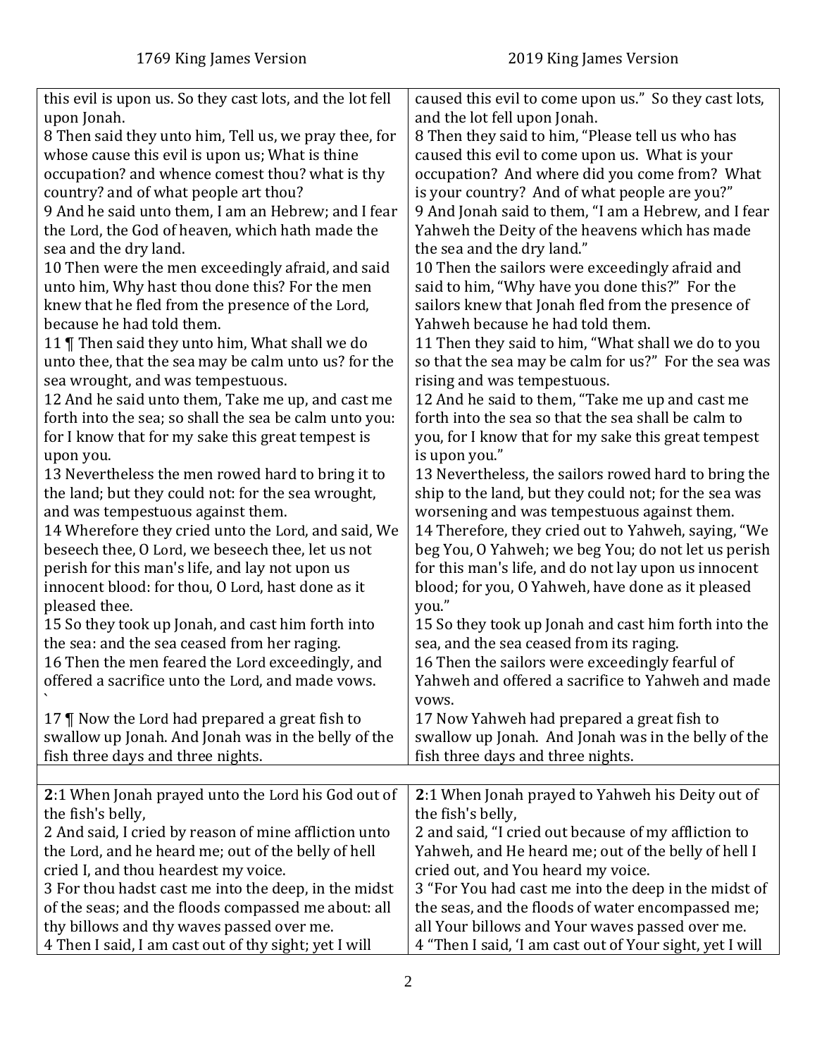| 1769 King James Version | 2019 King James Version |
| --- | --- |
| this evil is upon us. So they cast lots, and the lot fell upon Jonah.<br>8 Then said they unto him, Tell us, we pray thee, for whose cause this evil is upon us; What is thine occupation? and whence comest thou? what is thy country? and of what people art thou?<br>9 And he said unto them, I am an Hebrew; and I fear the Lord, the God of heaven, which hath made the sea and the dry land.<br>10 Then were the men exceedingly afraid, and said unto him, Why hast thou done this? For the men knew that he fled from the presence of the Lord, because he had told them.<br>11 ¶ Then said they unto him, What shall we do unto thee, that the sea may be calm unto us? for the sea wrought, and was tempestuous.<br>12 And he said unto them, Take me up, and cast me forth into the sea; so shall the sea be calm unto you: for I know that for my sake this great tempest is upon you.<br>13 Nevertheless the men rowed hard to bring it to the land; but they could not: for the sea wrought, and was tempestuous against them.<br>14 Wherefore they cried unto the Lord, and said, We beseech thee, O Lord, we beseech thee, let us not perish for this man's life, and lay not upon us innocent blood: for thou, O Lord, hast done as it pleased thee.<br>15 So they took up Jonah, and cast him forth into the sea: and the sea ceased from her raging.<br>16 Then the men feared the Lord exceedingly, and offered a sacrifice unto the Lord, and made vows.<br>`<br>17 ¶ Now the Lord had prepared a great fish to swallow up Jonah. And Jonah was in the belly of the fish three days and three nights. | caused this evil to come upon us." So they cast lots, and the lot fell upon Jonah.<br>8 Then they said to him, "Please tell us who has caused this evil to come upon us. What is your occupation? And where did you come from? What is your country? And of what people are you?"<br>9 And Jonah said to them, "I am a Hebrew, and I fear Yahweh the Deity of the heavens which has made the sea and the dry land."<br>10 Then the sailors were exceedingly afraid and said to him, "Why have you done this?" For the sailors knew that Jonah fled from the presence of Yahweh because he had told them.<br>11 Then they said to him, "What shall we do to you so that the sea may be calm for us?" For the sea was rising and was tempestuous.<br>12 And he said to them, "Take me up and cast me forth into the sea so that the sea shall be calm to you, for I know that for my sake this great tempest is upon you."<br>13 Nevertheless, the sailors rowed hard to bring the ship to the land, but they could not; for the sea was worsening and was tempestuous against them.<br>14 Therefore, they cried out to Yahweh, saying, "We beg You, O Yahweh; we beg You; do not let us perish for this man's life, and do not lay upon us innocent blood; for you, O Yahweh, have done as it pleased you."<br>15 So they took up Jonah and cast him forth into the sea, and the sea ceased from its raging.<br>16 Then the sailors were exceedingly fearful of Yahweh and offered a sacrifice to Yahweh and made vows.<br>17 Now Yahweh had prepared a great fish to swallow up Jonah. And Jonah was in the belly of the fish three days and three nights. |
| | |
| **2**:1 When Jonah prayed unto the Lord his God out of the fish's belly,<br>2 And said, I cried by reason of mine affliction unto the Lord, and he heard me; out of the belly of hell cried I, and thou heardest my voice.<br>3 For thou hadst cast me into the deep, in the midst of the seas; and the floods compassed me about: all thy billows and thy waves passed over me.<br>4 Then I said, I am cast out of thy sight; yet I will | **2**:1 When Jonah prayed to Yahweh his Deity out of the fish's belly,<br>2 and said, "I cried out because of my affliction to Yahweh, and He heard me; out of the belly of hell I cried out, and You heard my voice.<br>3 "For You had cast me into the deep in the midst of the seas, and the floods of water encompassed me; all Your billows and Your waves passed over me.<br>4 "Then I said, 'I am cast out of Your sight, yet I will |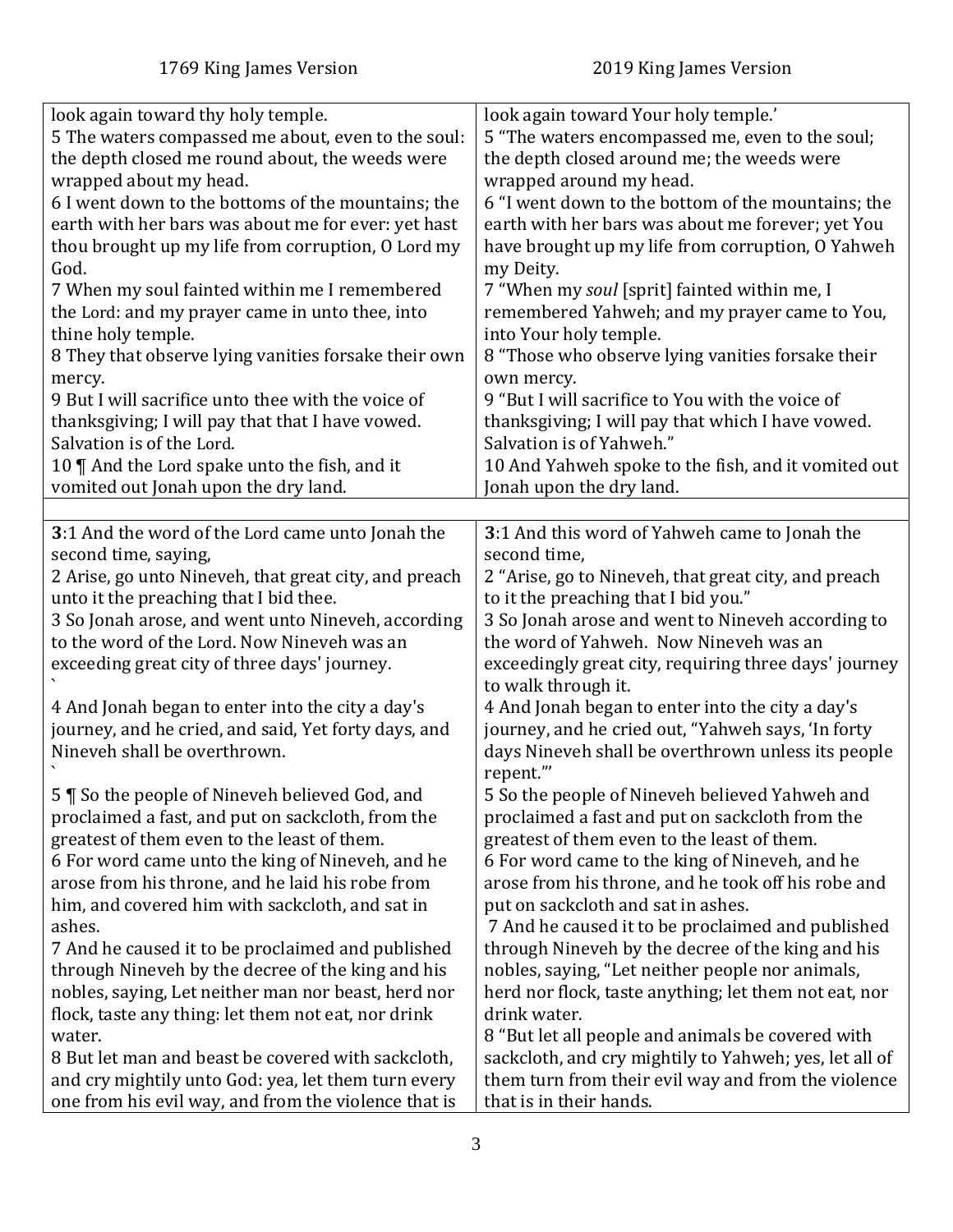| 1769 King James Version | 2019 King James Version |
| --- | --- |
| look again toward thy holy temple.<br>5 The waters compassed me about, even to the soul: the depth closed me round about, the weeds were wrapped about my head.<br>6 I went down to the bottoms of the mountains; the earth with her bars was about me for ever: yet hast thou brought up my life from corruption, O Lord my God.<br>7 When my soul fainted within me I remembered the Lord: and my prayer came in unto thee, into thine holy temple.<br>8 They that observe lying vanities forsake their own mercy.<br>9 But I will sacrifice unto thee with the voice of thanksgiving; I will pay that that I have vowed. Salvation is of the Lord.<br>10 ¶ And the Lord spake unto the fish, and it vomited out Jonah upon the dry land. | look again toward Your holy temple.'<br>5 "The waters encompassed me, even to the soul; the depth closed around me; the weeds were wrapped around my head.<br>6 "I went down to the bottom of the mountains; the earth with her bars was about me forever; yet You have brought up my life from corruption, O Yahweh my Deity.<br>7 "When my *soul* [sprit] fainted within me, I remembered Yahweh; and my prayer came to You, into Your holy temple.<br>8 "Those who observe lying vanities forsake their own mercy.<br>9 "But I will sacrifice to You with the voice of thanksgiving; I will pay that which I have vowed. Salvation is of Yahweh."<br>10 And Yahweh spoke to the fish, and it vomited out Jonah upon the dry land. |
| | |
| **3**:1 And the word of the Lord came unto Jonah the second time, saying,<br>2 Arise, go unto Nineveh, that great city, and preach unto it the preaching that I bid thee.<br>3 So Jonah arose, and went unto Nineveh, according to the word of the Lord. Now Nineveh was an exceeding great city of three days' journey.<br>`<br>4 And Jonah began to enter into the city a day's journey, and he cried, and said, Yet forty days, and Nineveh shall be overthrown.<br>`<br>5 ¶ So the people of Nineveh believed God, and proclaimed a fast, and put on sackcloth, from the greatest of them even to the least of them.<br>6 For word came unto the king of Nineveh, and he arose from his throne, and he laid his robe from him, and covered him with sackcloth, and sat in ashes.<br>7 And he caused it to be proclaimed and published through Nineveh by the decree of the king and his nobles, saying, Let neither man nor beast, herd nor flock, taste any thing: let them not eat, nor drink water.<br>8 But let man and beast be covered with sackcloth, and cry mightily unto God: yea, let them turn every one from his evil way, and from the violence that is | **3**:1 And this word of Yahweh came to Jonah the second time,<br>2 "Arise, go to Nineveh, that great city, and preach to it the preaching that I bid you."<br>3 So Jonah arose and went to Nineveh according to the word of Yahweh. Now Nineveh was an exceedingly great city, requiring three days' journey to walk through it.<br>4 And Jonah began to enter into the city a day's journey, and he cried out, "Yahweh says, 'In forty days Nineveh shall be overthrown unless its people repent.'"<br>5 So the people of Nineveh believed Yahweh and proclaimed a fast and put on sackcloth from the greatest of them even to the least of them.<br>6 For word came to the king of Nineveh, and he arose from his throne, and he took off his robe and put on sackcloth and sat in ashes.<br>7 And he caused it to be proclaimed and published through Nineveh by the decree of the king and his nobles, saying, "Let neither people nor animals, herd nor flock, taste anything; let them not eat, nor drink water.<br>8 "But let all people and animals be covered with sackcloth, and cry mightily to Yahweh; yes, let all of them turn from their evil way and from the violence that is in their hands. |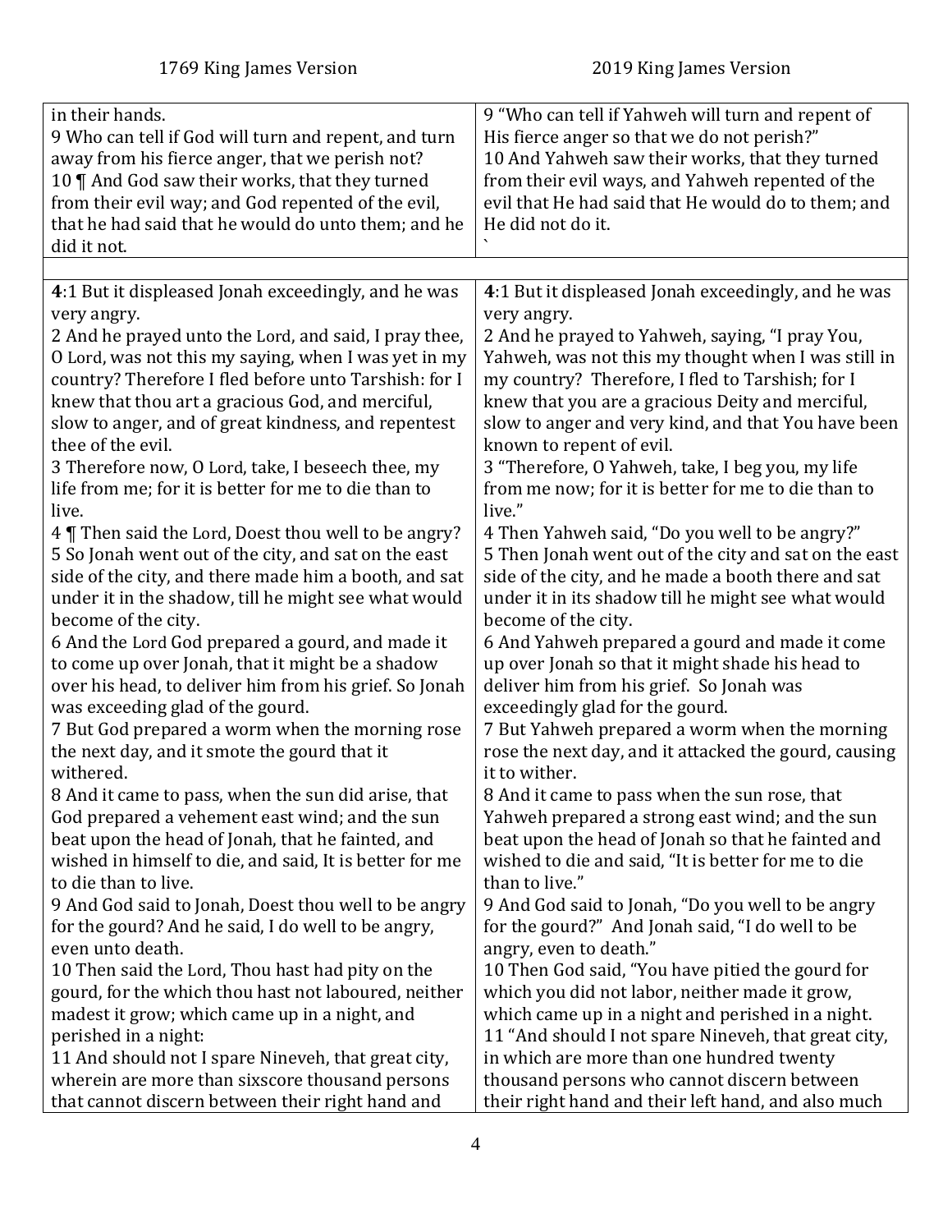| 1769 King James Version | 2019 King James Version |
|---|---|
| in their hands.<br>9 Who can tell if God will turn and repent, and turn away from his fierce anger, that we perish not?<br>10 ¶ And God saw their works, that they turned from their evil way; and God repented of the evil, that he had said that he would do unto them; and he did it not. | 9 "Who can tell if Yahweh will turn and repent of His fierce anger so that we do not perish?"<br>10 And Yahweh saw their works, that they turned from their evil ways, and Yahweh repented of the evil that He had said that He would do to them; and He did not do it.<br>` |
| | |
| **4**:1 But it displeased Jonah exceedingly, and he was very angry.<br>2 And he prayed unto the Lord, and said, I pray thee, O Lord, was not this my saying, when I was yet in my country? Therefore I fled before unto Tarshish: for I knew that thou art a gracious God, and merciful, slow to anger, and of great kindness, and repentest thee of the evil.<br>3 Therefore now, O Lord, take, I beseech thee, my life from me; for it is better for me to die than to live.<br>4 ¶ Then said the Lord, Doest thou well to be angry?<br>5 So Jonah went out of the city, and sat on the east side of the city, and there made him a booth, and sat under it in the shadow, till he might see what would become of the city.<br>6 And the Lord God prepared a gourd, and made it to come up over Jonah, that it might be a shadow over his head, to deliver him from his grief. So Jonah was exceeding glad of the gourd.<br>7 But God prepared a worm when the morning rose the next day, and it smote the gourd that it withered.<br>8 And it came to pass, when the sun did arise, that God prepared a vehement east wind; and the sun beat upon the head of Jonah, that he fainted, and wished in himself to die, and said, It is better for me to die than to live.<br>9 And God said to Jonah, Doest thou well to be angry for the gourd? And he said, I do well to be angry, even unto death.<br>10 Then said the Lord, Thou hast had pity on the gourd, for the which thou hast not laboured, neither madest it grow; which came up in a night, and perished in a night:<br>11 And should not I spare Nineveh, that great city, wherein are more than sixscore thousand persons that cannot discern between their right hand and | **4**:1 But it displeased Jonah exceedingly, and he was very angry.<br>2 And he prayed to Yahweh, saying, "I pray You, Yahweh, was not this my thought when I was still in my country? Therefore, I fled to Tarshish; for I knew that you are a gracious Deity and merciful, slow to anger and very kind, and that You have been known to repent of evil.<br>3 "Therefore, O Yahweh, take, I beg you, my life from me now; for it is better for me to die than to live."<br>4 Then Yahweh said, "Do you well to be angry?"<br>5 Then Jonah went out of the city and sat on the east side of the city, and he made a booth there and sat under it in its shadow till he might see what would become of the city.<br>6 And Yahweh prepared a gourd and made it come up over Jonah so that it might shade his head to deliver him from his grief. So Jonah was exceedingly glad for the gourd.<br>7 But Yahweh prepared a worm when the morning rose the next day, and it attacked the gourd, causing it to wither.<br>8 And it came to pass when the sun rose, that Yahweh prepared a strong east wind; and the sun beat upon the head of Jonah so that he fainted and wished to die and said, "It is better for me to die than to live."<br>9 And God said to Jonah, "Do you well to be angry for the gourd?" And Jonah said, "I do well to be angry, even to death."<br>10 Then God said, "You have pitied the gourd for which you did not labor, neither made it grow, which came up in a night and perished in a night.<br>11 "And should I not spare Nineveh, that great city, in which are more than one hundred twenty thousand persons who cannot discern between their right hand and their left hand, and also much |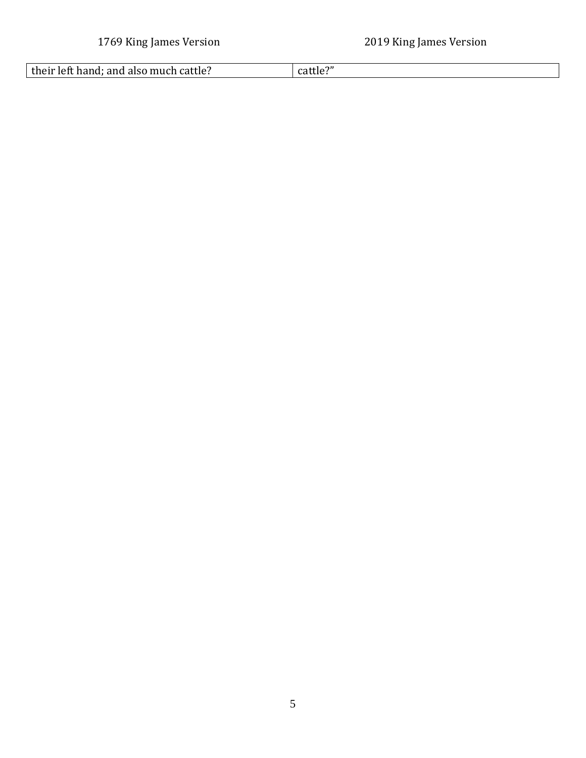| 1769 King James Version | 2019 King James Version |
| --- | --- |
| their left hand; and also much cattle? | cattle?” |